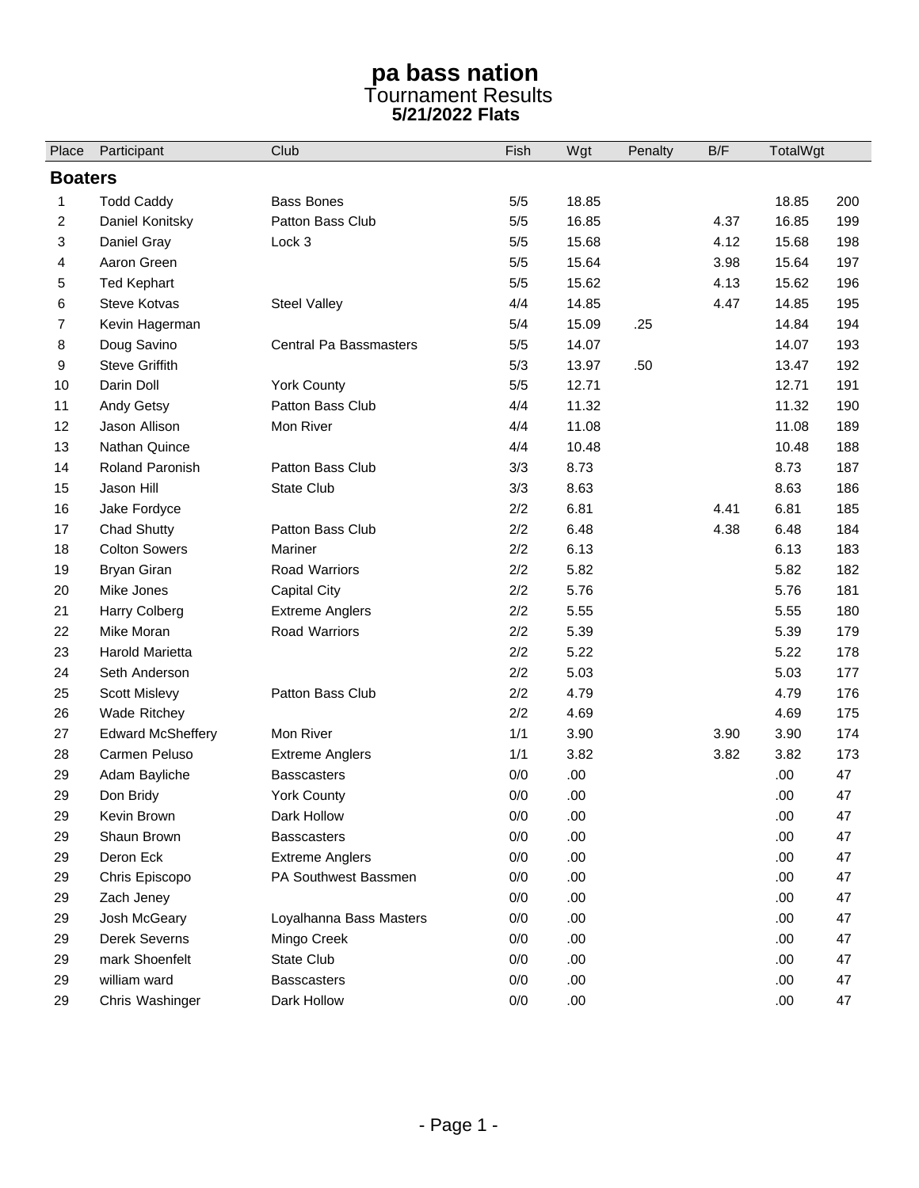# pa bass nation

## Tournament Results

**5/21/2022 Flats**

| Place | Participant | Club | Fish | Wgt | Penalty | B/F | TotalWgt | |
|---|---|---|---|---|---|---|---|---|
| **Boaters** | | | | | | | | |
| 1 | Todd Caddy | Bass Bones | 5/5 | 18.85 | | | 18.85 | 200 |
| 2 | Daniel Konitsky | Patton Bass Club | 5/5 | 16.85 | | 4.37 | 16.85 | 199 |
| 3 | Daniel Gray | Lock 3 | 5/5 | 15.68 | | 4.12 | 15.68 | 198 |
| 4 | Aaron Green | | 5/5 | 15.64 | | 3.98 | 15.64 | 197 |
| 5 | Ted Kephart | | 5/5 | 15.62 | | 4.13 | 15.62 | 196 |
| 6 | Steve Kotvas | Steel Valley | 4/4 | 14.85 | | 4.47 | 14.85 | 195 |
| 7 | Kevin Hagerman | | 5/4 | 15.09 | .25 | | 14.84 | 194 |
| 8 | Doug Savino | Central Pa Bassmasters | 5/5 | 14.07 | | | 14.07 | 193 |
| 9 | Steve Griffith | | 5/3 | 13.97 | .50 | | 13.47 | 192 |
| 10 | Darin Doll | York County | 5/5 | 12.71 | | | 12.71 | 191 |
| 11 | Andy Getsy | Patton Bass Club | 4/4 | 11.32 | | | 11.32 | 190 |
| 12 | Jason Allison | Mon River | 4/4 | 11.08 | | | 11.08 | 189 |
| 13 | Nathan Quince | | 4/4 | 10.48 | | | 10.48 | 188 |
| 14 | Roland Paronish | Patton Bass Club | 3/3 | 8.73 | | | 8.73 | 187 |
| 15 | Jason Hill | State Club | 3/3 | 8.63 | | | 8.63 | 186 |
| 16 | Jake Fordyce | | 2/2 | 6.81 | | 4.41 | 6.81 | 185 |
| 17 | Chad Shutty | Patton Bass Club | 2/2 | 6.48 | | 4.38 | 6.48 | 184 |
| 18 | Colton Sowers | Mariner | 2/2 | 6.13 | | | 6.13 | 183 |
| 19 | Bryan Giran | Road Warriors | 2/2 | 5.82 | | | 5.82 | 182 |
| 20 | Mike Jones | Capital City | 2/2 | 5.76 | | | 5.76 | 181 |
| 21 | Harry Colberg | Extreme Anglers | 2/2 | 5.55 | | | 5.55 | 180 |
| 22 | Mike Moran | Road Warriors | 2/2 | 5.39 | | | 5.39 | 179 |
| 23 | Harold Marietta | | 2/2 | 5.22 | | | 5.22 | 178 |
| 24 | Seth Anderson | | 2/2 | 5.03 | | | 5.03 | 177 |
| 25 | Scott Mislevy | Patton Bass Club | 2/2 | 4.79 | | | 4.79 | 176 |
| 26 | Wade Ritchey | | 2/2 | 4.69 | | | 4.69 | 175 |
| 27 | Edward McSheffery | Mon River | 1/1 | 3.90 | | 3.90 | 3.90 | 174 |
| 28 | Carmen Peluso | Extreme Anglers | 1/1 | 3.82 | | 3.82 | 3.82 | 173 |
| 29 | Adam Bayliche | Basscasters | 0/0 | .00 | | | .00 | 47 |
| 29 | Don Bridy | York County | 0/0 | .00 | | | .00 | 47 |
| 29 | Kevin Brown | Dark Hollow | 0/0 | .00 | | | .00 | 47 |
| 29 | Shaun Brown | Basscasters | 0/0 | .00 | | | .00 | 47 |
| 29 | Deron Eck | Extreme Anglers | 0/0 | .00 | | | .00 | 47 |
| 29 | Chris Episcopo | PA Southwest Bassmen | 0/0 | .00 | | | .00 | 47 |
| 29 | Zach Jeney | | 0/0 | .00 | | | .00 | 47 |
| 29 | Josh McGeary | Loyalhanna Bass Masters | 0/0 | .00 | | | .00 | 47 |
| 29 | Derek Severns | Mingo Creek | 0/0 | .00 | | | .00 | 47 |
| 29 | mark Shoenfelt | State Club | 0/0 | .00 | | | .00 | 47 |
| 29 | william ward | Basscasters | 0/0 | .00 | | | .00 | 47 |
| 29 | Chris Washinger | Dark Hollow | 0/0 | .00 | | | .00 | 47 |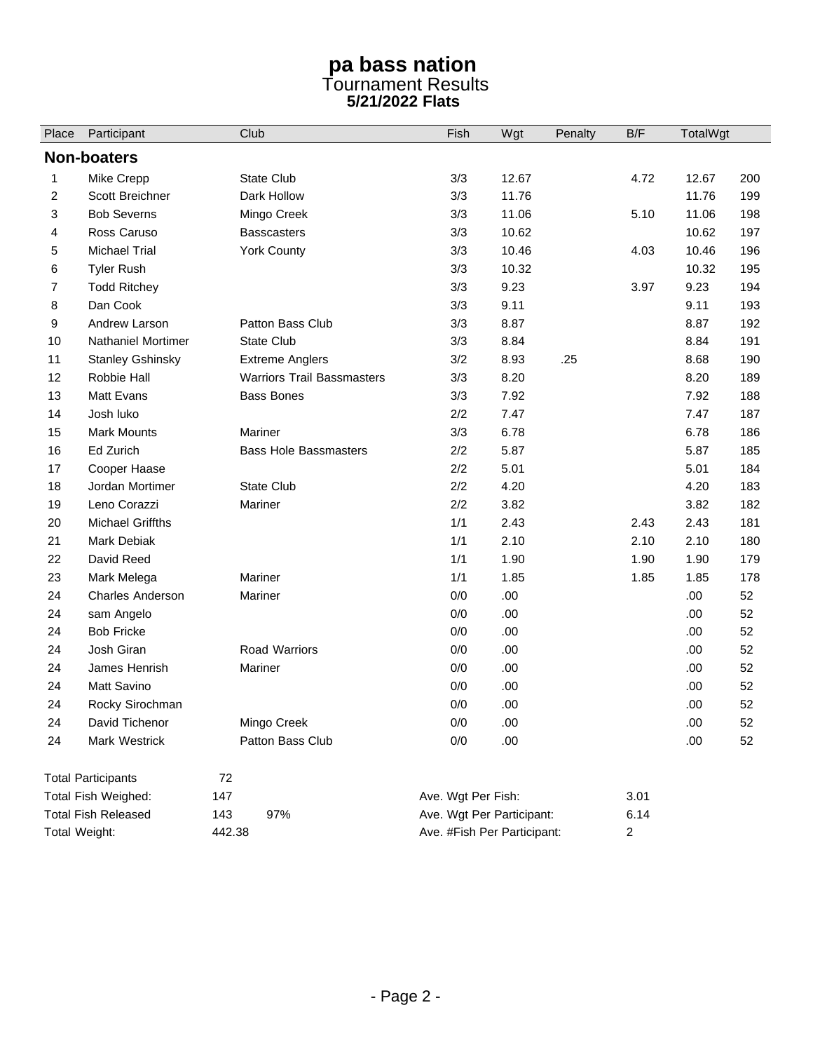# pa bass nation
## Tournament Results
**5/21/2022 Flats**

| Place | Participant | Club | Fish | Wgt | Penalty | B/F | TotalWgt | |
|---|---|---|---|---|---|---|---|---|
| **Non-boaters** | | | | | | | | |
| 1 | Mike Crepp | State Club | 3/3 | 12.67 | | 4.72 | 12.67 | 200 |
| 2 | Scott Breichner | Dark Hollow | 3/3 | 11.76 | | | 11.76 | 199 |
| 3 | Bob Severns | Mingo Creek | 3/3 | 11.06 | | 5.10 | 11.06 | 198 |
| 4 | Ross Caruso | Basscasters | 3/3 | 10.62 | | | 10.62 | 197 |
| 5 | Michael Trial | York County | 3/3 | 10.46 | | 4.03 | 10.46 | 196 |
| 6 | Tyler Rush | | 3/3 | 10.32 | | | 10.32 | 195 |
| 7 | Todd Ritchey | | 3/3 | 9.23 | | 3.97 | 9.23 | 194 |
| 8 | Dan Cook | | 3/3 | 9.11 | | | 9.11 | 193 |
| 9 | Andrew Larson | Patton Bass Club | 3/3 | 8.87 | | | 8.87 | 192 |
| 10 | Nathaniel Mortimer | State Club | 3/3 | 8.84 | | | 8.84 | 191 |
| 11 | Stanley Gshinsky | Extreme Anglers | 3/2 | 8.93 | .25 | | 8.68 | 190 |
| 12 | Robbie Hall | Warriors Trail Bassmasters | 3/3 | 8.20 | | | 8.20 | 189 |
| 13 | Matt Evans | Bass Bones | 3/3 | 7.92 | | | 7.92 | 188 |
| 14 | Josh Iuko | | 2/2 | 7.47 | | | 7.47 | 187 |
| 15 | Mark Mounts | Mariner | 3/3 | 6.78 | | | 6.78 | 186 |
| 16 | Ed Zurich | Bass Hole Bassmasters | 2/2 | 5.87 | | | 5.87 | 185 |
| 17 | Cooper Haase | | 2/2 | 5.01 | | | 5.01 | 184 |
| 18 | Jordan Mortimer | State Club | 2/2 | 4.20 | | | 4.20 | 183 |
| 19 | Leno Corazzi | Mariner | 2/2 | 3.82 | | | 3.82 | 182 |
| 20 | Michael Griffths | | 1/1 | 2.43 | | 2.43 | 2.43 | 181 |
| 21 | Mark Debiak | | 1/1 | 2.10 | | 2.10 | 2.10 | 180 |
| 22 | David Reed | | 1/1 | 1.90 | | 1.90 | 1.90 | 179 |
| 23 | Mark Melega | Mariner | 1/1 | 1.85 | | 1.85 | 1.85 | 178 |
| 24 | Charles Anderson | Mariner | 0/0 | .00 | | | .00 | 52 |
| 24 | sam Angelo | | 0/0 | .00 | | | .00 | 52 |
| 24 | Bob Fricke | | 0/0 | .00 | | | .00 | 52 |
| 24 | Josh Giran | Road Warriors | 0/0 | .00 | | | .00 | 52 |
| 24 | James Henrish | Mariner | 0/0 | .00 | | | .00 | 52 |
| 24 | Matt Savino | | 0/0 | .00 | | | .00 | 52 |
| 24 | Rocky Sirochman | | 0/0 | .00 | | | .00 | 52 |
| 24 | David Tichenor | Mingo Creek | 0/0 | .00 | | | .00 | 52 |
| 24 | Mark Westrick | Patton Bass Club | 0/0 | .00 | | | .00 | 52 |

| | | | | |
|---|---|---|---|---|
| Total Participants | 72 | | | |
| Total Fish Weighed: | 147 | | Ave. Wgt Per Fish: | 3.01 |
| Total Fish Released | 143 | 97% | Ave. Wgt Per Participant: | 6.14 |
| Total Weight: | 442.38 | | Ave. #Fish Per Participant: | 2 |